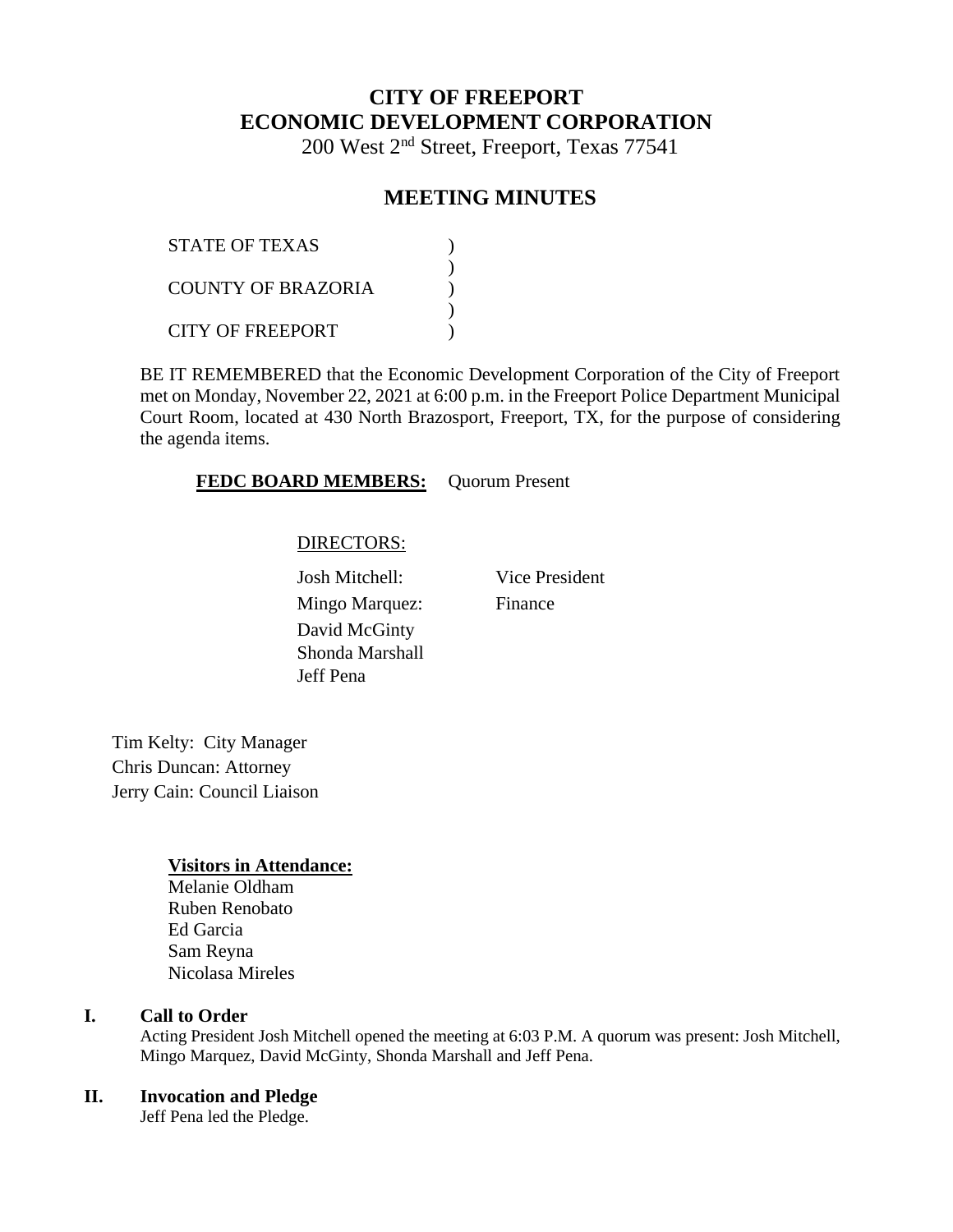# CITY OF FREEPORT
# ECONOMIC DEVELOPMENT CORPORATION

200 West 2nd Street, Freeport, Texas 77541

## MEETING MINUTES

STATE OF TEXAS )
)
COUNTY OF BRAZORIA )
)
CITY OF FREEPORT )

BE IT REMEMBERED that the Economic Development Corporation of the City of Freeport met on Monday, November 22, 2021 at 6:00 p.m. in the Freeport Police Department Municipal Court Room, located at 430 North Brazosport, Freeport, TX, for the purpose of considering the agenda items.

**FEDC BOARD MEMBERS:** Quorum Present

DIRECTORS:

Josh Mitchell: Vice President
Mingo Marquez: Finance
David McGinty
Shonda Marshall
Jeff Pena

Tim Kelty: City Manager
Chris Duncan: Attorney
Jerry Cain: Council Liaison

**Visitors in Attendance:**
Melanie Oldham
Ruben Renobato
Ed Garcia
Sam Reyna
Nicolasa Mireles

## I. Call to Order

Acting President Josh Mitchell opened the meeting at 6:03 P.M. A quorum was present: Josh Mitchell, Mingo Marquez, David McGinty, Shonda Marshall and Jeff Pena.

## II. Invocation and Pledge

Jeff Pena led the Pledge.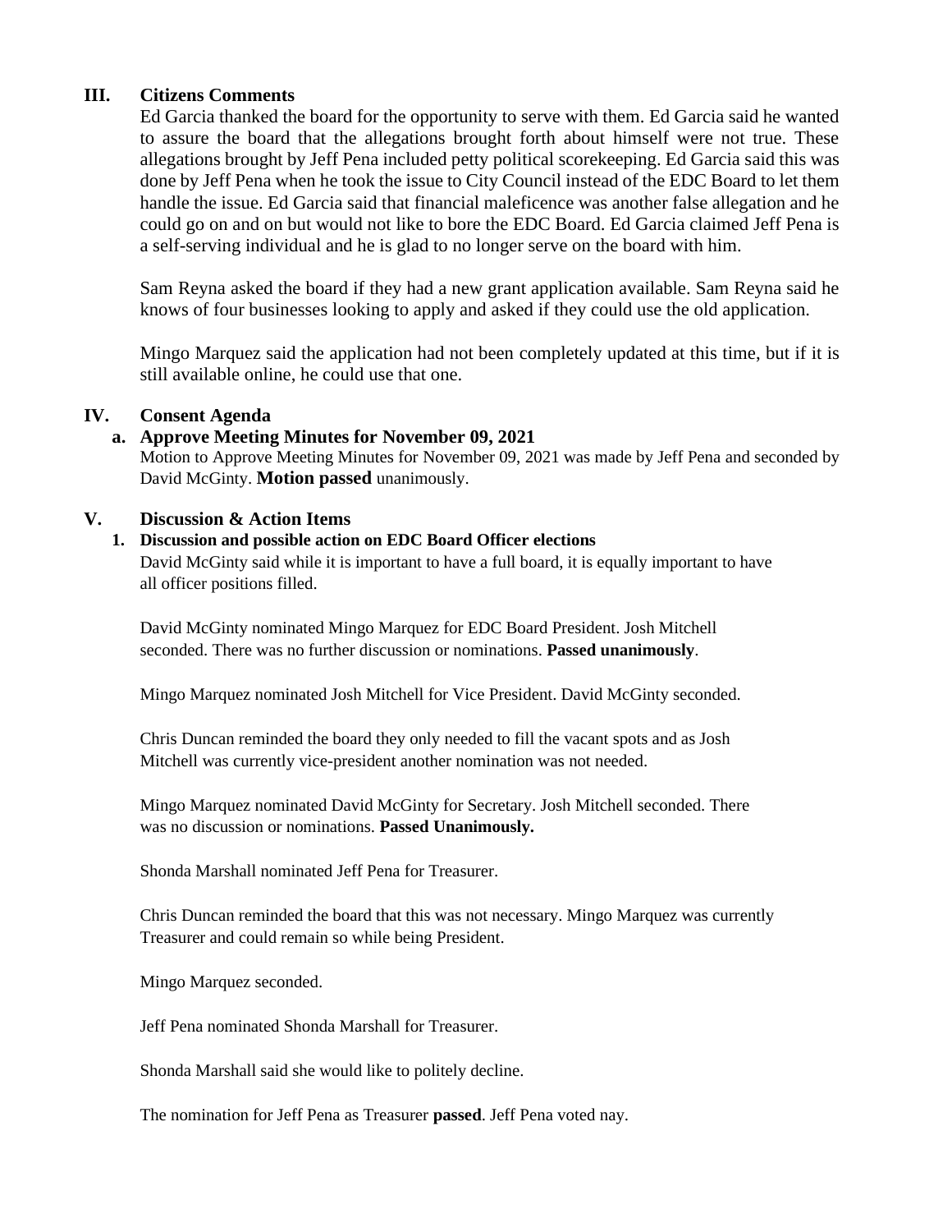## III. Citizens Comments

Ed Garcia thanked the board for the opportunity to serve with them. Ed Garcia said he wanted to assure the board that the allegations brought forth about himself were not true. These allegations brought by Jeff Pena included petty political scorekeeping. Ed Garcia said this was done by Jeff Pena when he took the issue to City Council instead of the EDC Board to let them handle the issue. Ed Garcia said that financial maleficence was another false allegation and he could go on and on but would not like to bore the EDC Board. Ed Garcia claimed Jeff Pena is a self-serving individual and he is glad to no longer serve on the board with him.

Sam Reyna asked the board if they had a new grant application available. Sam Reyna said he knows of four businesses looking to apply and asked if they could use the old application.

Mingo Marquez said the application had not been completely updated at this time, but if it is still available online, he could use that one.

## IV. Consent Agenda

### a. Approve Meeting Minutes for November 09, 2021

Motion to Approve Meeting Minutes for November 09, 2021 was made by Jeff Pena and seconded by David McGinty. **Motion passed** unanimously.

## V. Discussion & Action Items

### 1. Discussion and possible action on EDC Board Officer elections

David McGinty said while it is important to have a full board, it is equally important to have all officer positions filled.

David McGinty nominated Mingo Marquez for EDC Board President. Josh Mitchell seconded. There was no further discussion or nominations. **Passed unanimously**.

Mingo Marquez nominated Josh Mitchell for Vice President. David McGinty seconded.

Chris Duncan reminded the board they only needed to fill the vacant spots and as Josh Mitchell was currently vice-president another nomination was not needed.

Mingo Marquez nominated David McGinty for Secretary. Josh Mitchell seconded. There was no discussion or nominations. **Passed Unanimously.**

Shonda Marshall nominated Jeff Pena for Treasurer.

Chris Duncan reminded the board that this was not necessary. Mingo Marquez was currently Treasurer and could remain so while being President.

Mingo Marquez seconded.

Jeff Pena nominated Shonda Marshall for Treasurer.

Shonda Marshall said she would like to politely decline.

The nomination for Jeff Pena as Treasurer **passed**. Jeff Pena voted nay.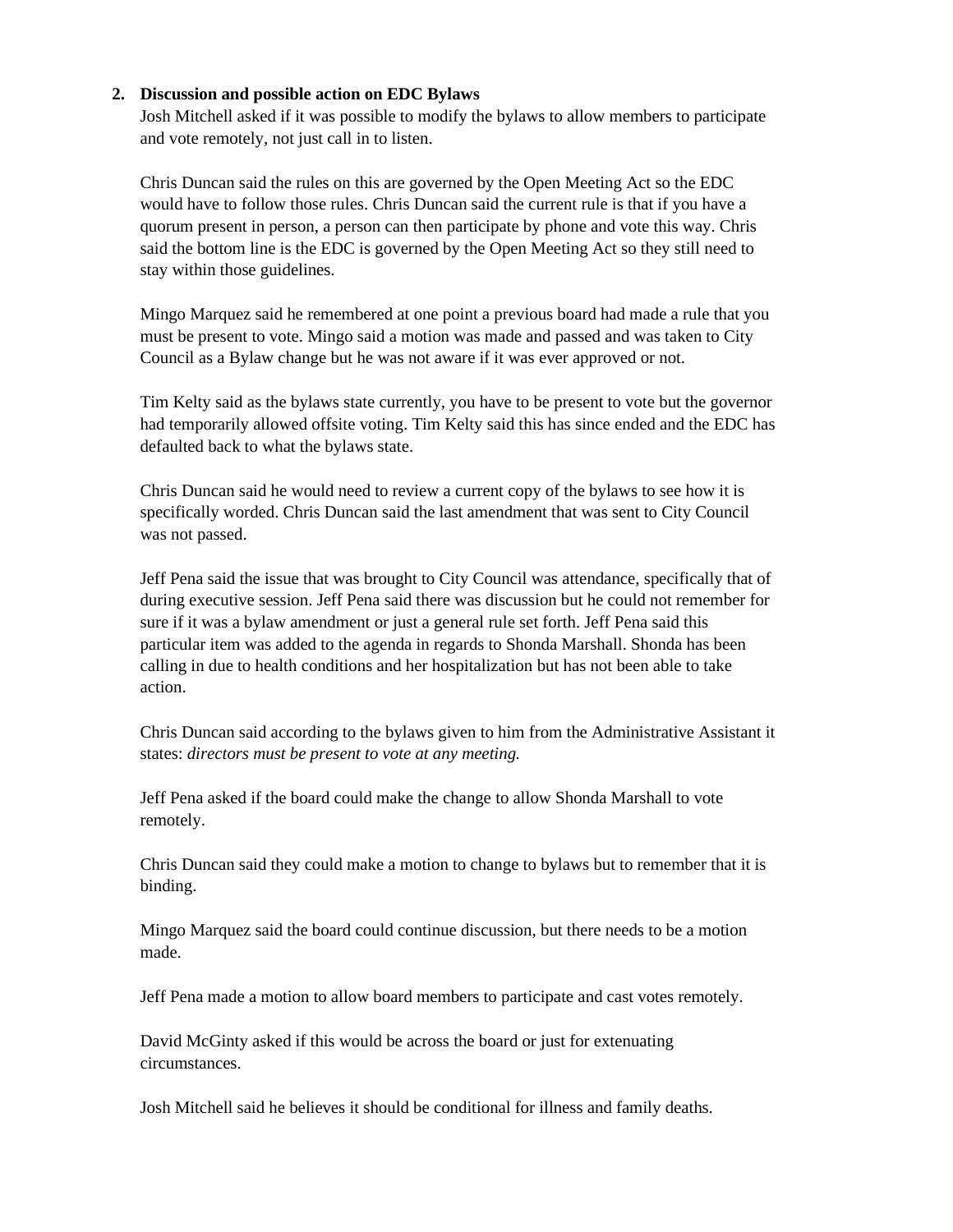2. **Discussion and possible action on EDC Bylaws**

Josh Mitchell asked if it was possible to modify the bylaws to allow members to participate and vote remotely, not just call in to listen.

Chris Duncan said the rules on this are governed by the Open Meeting Act so the EDC would have to follow those rules. Chris Duncan said the current rule is that if you have a quorum present in person, a person can then participate by phone and vote this way. Chris said the bottom line is the EDC is governed by the Open Meeting Act so they still need to stay within those guidelines.

Mingo Marquez said he remembered at one point a previous board had made a rule that you must be present to vote. Mingo said a motion was made and passed and was taken to City Council as a Bylaw change but he was not aware if it was ever approved or not.

Tim Kelty said as the bylaws state currently, you have to be present to vote but the governor had temporarily allowed offsite voting. Tim Kelty said this has since ended and the EDC has defaulted back to what the bylaws state.

Chris Duncan said he would need to review a current copy of the bylaws to see how it is specifically worded. Chris Duncan said the last amendment that was sent to City Council was not passed.

Jeff Pena said the issue that was brought to City Council was attendance, specifically that of during executive session. Jeff Pena said there was discussion but he could not remember for sure if it was a bylaw amendment or just a general rule set forth. Jeff Pena said this particular item was added to the agenda in regards to Shonda Marshall. Shonda has been calling in due to health conditions and her hospitalization but has not been able to take action.

Chris Duncan said according to the bylaws given to him from the Administrative Assistant it states: *directors must be present to vote at any meeting.*

Jeff Pena asked if the board could make the change to allow Shonda Marshall to vote remotely.

Chris Duncan said they could make a motion to change to bylaws but to remember that it is binding.

Mingo Marquez said the board could continue discussion, but there needs to be a motion made.

Jeff Pena made a motion to allow board members to participate and cast votes remotely.

David McGinty asked if this would be across the board or just for extenuating circumstances.

Josh Mitchell said he believes it should be conditional for illness and family deaths.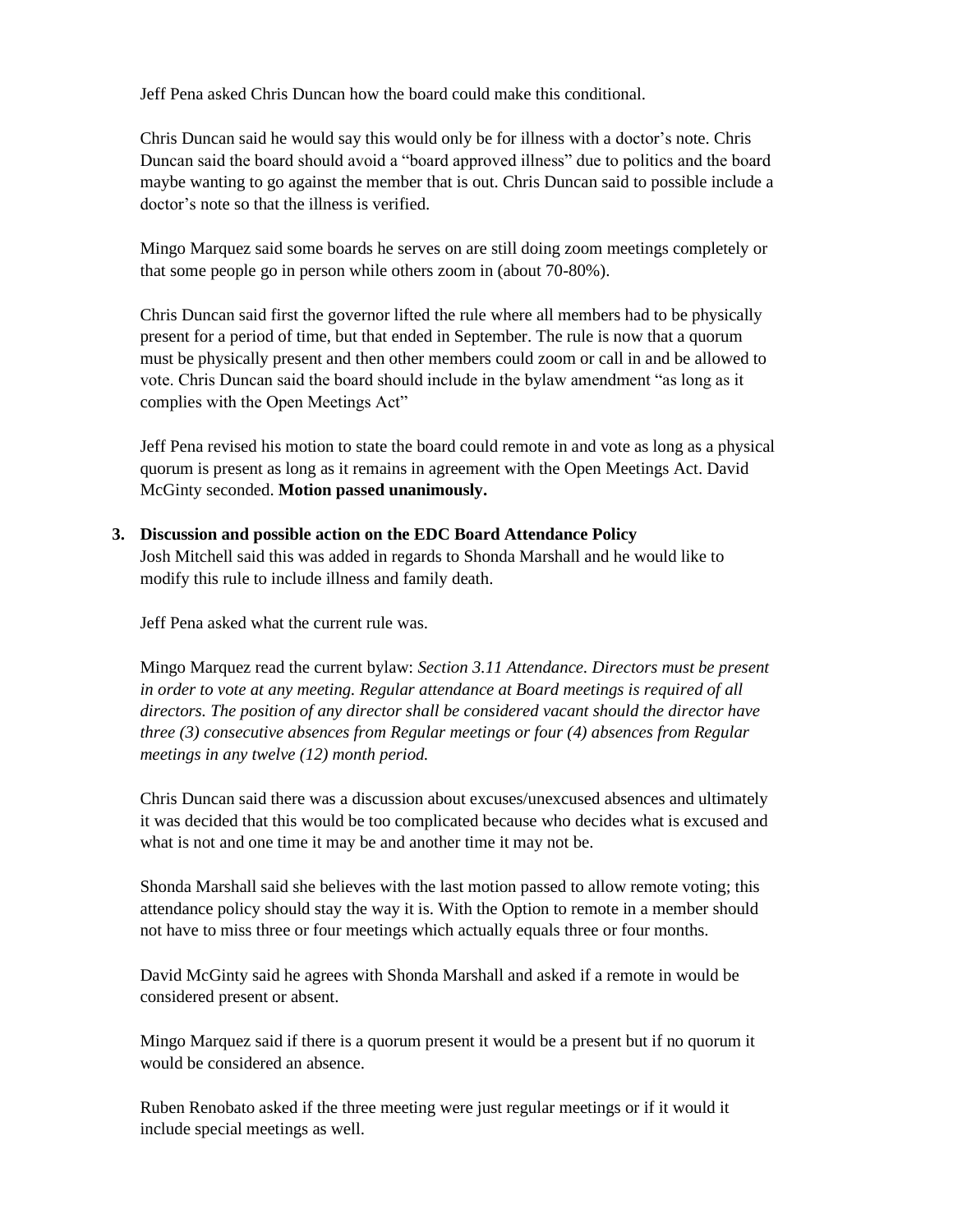Jeff Pena asked Chris Duncan how the board could make this conditional.

Chris Duncan said he would say this would only be for illness with a doctor's note. Chris Duncan said the board should avoid a "board approved illness" due to politics and the board maybe wanting to go against the member that is out. Chris Duncan said to possible include a doctor's note so that the illness is verified.

Mingo Marquez said some boards he serves on are still doing zoom meetings completely or that some people go in person while others zoom in (about 70-80%).

Chris Duncan said first the governor lifted the rule where all members had to be physically present for a period of time, but that ended in September. The rule is now that a quorum must be physically present and then other members could zoom or call in and be allowed to vote. Chris Duncan said the board should include in the bylaw amendment "as long as it complies with the Open Meetings Act"

Jeff Pena revised his motion to state the board could remote in and vote as long as a physical quorum is present as long as it remains in agreement with the Open Meetings Act. David McGinty seconded. **Motion passed unanimously.**

**3. Discussion and possible action on the EDC Board Attendance Policy**

Josh Mitchell said this was added in regards to Shonda Marshall and he would like to modify this rule to include illness and family death.

Jeff Pena asked what the current rule was.

Mingo Marquez read the current bylaw: *Section 3.11 Attendance. Directors must be present in order to vote at any meeting. Regular attendance at Board meetings is required of all directors. The position of any director shall be considered vacant should the director have three (3) consecutive absences from Regular meetings or four (4) absences from Regular meetings in any twelve (12) month period.*

Chris Duncan said there was a discussion about excuses/unexcused absences and ultimately it was decided that this would be too complicated because who decides what is excused and what is not and one time it may be and another time it may not be.

Shonda Marshall said she believes with the last motion passed to allow remote voting; this attendance policy should stay the way it is. With the Option to remote in a member should not have to miss three or four meetings which actually equals three or four months.

David McGinty said he agrees with Shonda Marshall and asked if a remote in would be considered present or absent.

Mingo Marquez said if there is a quorum present it would be a present but if no quorum it would be considered an absence.

Ruben Renobato asked if the three meeting were just regular meetings or if it would it include special meetings as well.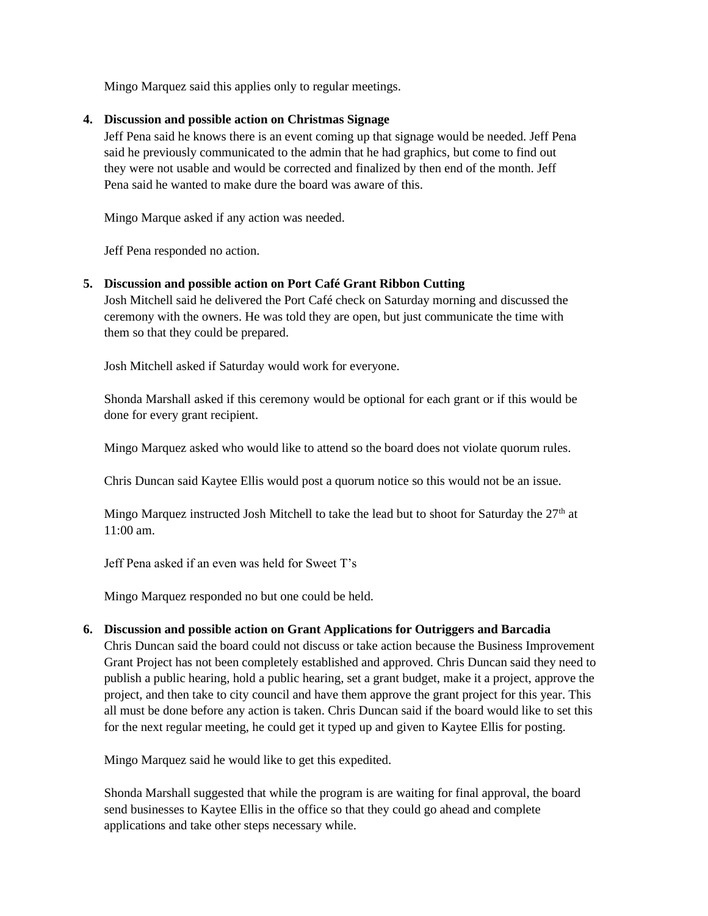Mingo Marquez said this applies only to regular meetings.

4. **Discussion and possible action on Christmas Signage**

   Jeff Pena said he knows there is an event coming up that signage would be needed. Jeff Pena said he previously communicated to the admin that he had graphics, but come to find out they were not usable and would be corrected and finalized by then end of the month. Jeff Pena said he wanted to make dure the board was aware of this.

   Mingo Marque asked if any action was needed.

   Jeff Pena responded no action.

5. **Discussion and possible action on Port Café Grant Ribbon Cutting**

   Josh Mitchell said he delivered the Port Café check on Saturday morning and discussed the ceremony with the owners. He was told they are open, but just communicate the time with them so that they could be prepared.

   Josh Mitchell asked if Saturday would work for everyone.

   Shonda Marshall asked if this ceremony would be optional for each grant or if this would be done for every grant recipient.

   Mingo Marquez asked who would like to attend so the board does not violate quorum rules.

   Chris Duncan said Kaytee Ellis would post a quorum notice so this would not be an issue.

   Mingo Marquez instructed Josh Mitchell to take the lead but to shoot for Saturday the 27th at 11:00 am.

   Jeff Pena asked if an even was held for Sweet T's

   Mingo Marquez responded no but one could be held.

6. **Discussion and possible action on Grant Applications for Outriggers and Barcadia**

   Chris Duncan said the board could not discuss or take action because the Business Improvement Grant Project has not been completely established and approved. Chris Duncan said they need to publish a public hearing, hold a public hearing, set a grant budget, make it a project, approve the project, and then take to city council and have them approve the grant project for this year. This all must be done before any action is taken. Chris Duncan said if the board would like to set this for the next regular meeting, he could get it typed up and given to Kaytee Ellis for posting.

   Mingo Marquez said he would like to get this expedited.

   Shonda Marshall suggested that while the program is are waiting for final approval, the board send businesses to Kaytee Ellis in the office so that they could go ahead and complete applications and take other steps necessary while.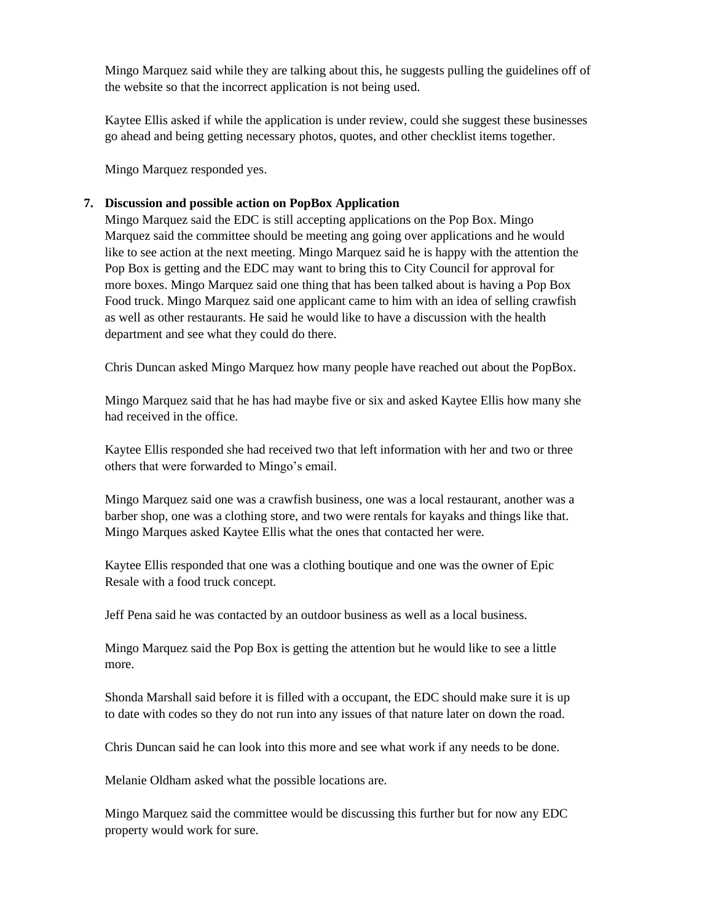Mingo Marquez said while they are talking about this, he suggests pulling the guidelines off of the website so that the incorrect application is not being used.

Kaytee Ellis asked if while the application is under review, could she suggest these businesses go ahead and being getting necessary photos, quotes, and other checklist items together.

Mingo Marquez responded yes.

**7. Discussion and possible action on PopBox Application**

Mingo Marquez said the EDC is still accepting applications on the Pop Box. Mingo Marquez said the committee should be meeting ang going over applications and he would like to see action at the next meeting. Mingo Marquez said he is happy with the attention the Pop Box is getting and the EDC may want to bring this to City Council for approval for more boxes. Mingo Marquez said one thing that has been talked about is having a Pop Box Food truck. Mingo Marquez said one applicant came to him with an idea of selling crawfish as well as other restaurants. He said he would like to have a discussion with the health department and see what they could do there.

Chris Duncan asked Mingo Marquez how many people have reached out about the PopBox.

Mingo Marquez said that he has had maybe five or six and asked Kaytee Ellis how many she had received in the office.

Kaytee Ellis responded she had received two that left information with her and two or three others that were forwarded to Mingo's email.

Mingo Marquez said one was a crawfish business, one was a local restaurant, another was a barber shop, one was a clothing store, and two were rentals for kayaks and things like that. Mingo Marques asked Kaytee Ellis what the ones that contacted her were.

Kaytee Ellis responded that one was a clothing boutique and one was the owner of Epic Resale with a food truck concept.

Jeff Pena said he was contacted by an outdoor business as well as a local business.

Mingo Marquez said the Pop Box is getting the attention but he would like to see a little more.

Shonda Marshall said before it is filled with a occupant, the EDC should make sure it is up to date with codes so they do not run into any issues of that nature later on down the road.

Chris Duncan said he can look into this more and see what work if any needs to be done.

Melanie Oldham asked what the possible locations are.

Mingo Marquez said the committee would be discussing this further but for now any EDC property would work for sure.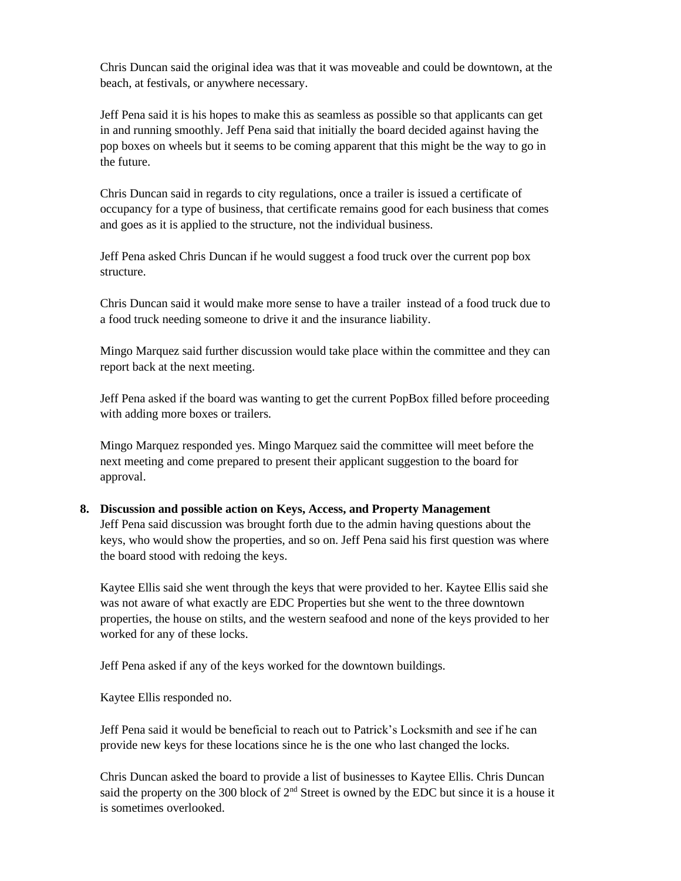Chris Duncan said the original idea was that it was moveable and could be downtown, at the beach, at festivals, or anywhere necessary.

Jeff Pena said it is his hopes to make this as seamless as possible so that applicants can get in and running smoothly. Jeff Pena said that initially the board decided against having the pop boxes on wheels but it seems to be coming apparent that this might be the way to go in the future.

Chris Duncan said in regards to city regulations, once a trailer is issued a certificate of occupancy for a type of business, that certificate remains good for each business that comes and goes as it is applied to the structure, not the individual business.

Jeff Pena asked Chris Duncan if he would suggest a food truck over the current pop box structure.

Chris Duncan said it would make more sense to have a trailer instead of a food truck due to a food truck needing someone to drive it and the insurance liability.

Mingo Marquez said further discussion would take place within the committee and they can report back at the next meeting.

Jeff Pena asked if the board was wanting to get the current PopBox filled before proceeding with adding more boxes or trailers.

Mingo Marquez responded yes. Mingo Marquez said the committee will meet before the next meeting and come prepared to present their applicant suggestion to the board for approval.

**8. Discussion and possible action on Keys, Access, and Property Management**

Jeff Pena said discussion was brought forth due to the admin having questions about the keys, who would show the properties, and so on. Jeff Pena said his first question was where the board stood with redoing the keys.

Kaytee Ellis said she went through the keys that were provided to her. Kaytee Ellis said she was not aware of what exactly are EDC Properties but she went to the three downtown properties, the house on stilts, and the western seafood and none of the keys provided to her worked for any of these locks.

Jeff Pena asked if any of the keys worked for the downtown buildings.

Kaytee Ellis responded no.

Jeff Pena said it would be beneficial to reach out to Patrick's Locksmith and see if he can provide new keys for these locations since he is the one who last changed the locks.

Chris Duncan asked the board to provide a list of businesses to Kaytee Ellis. Chris Duncan said the property on the 300 block of 2nd Street is owned by the EDC but since it is a house it is sometimes overlooked.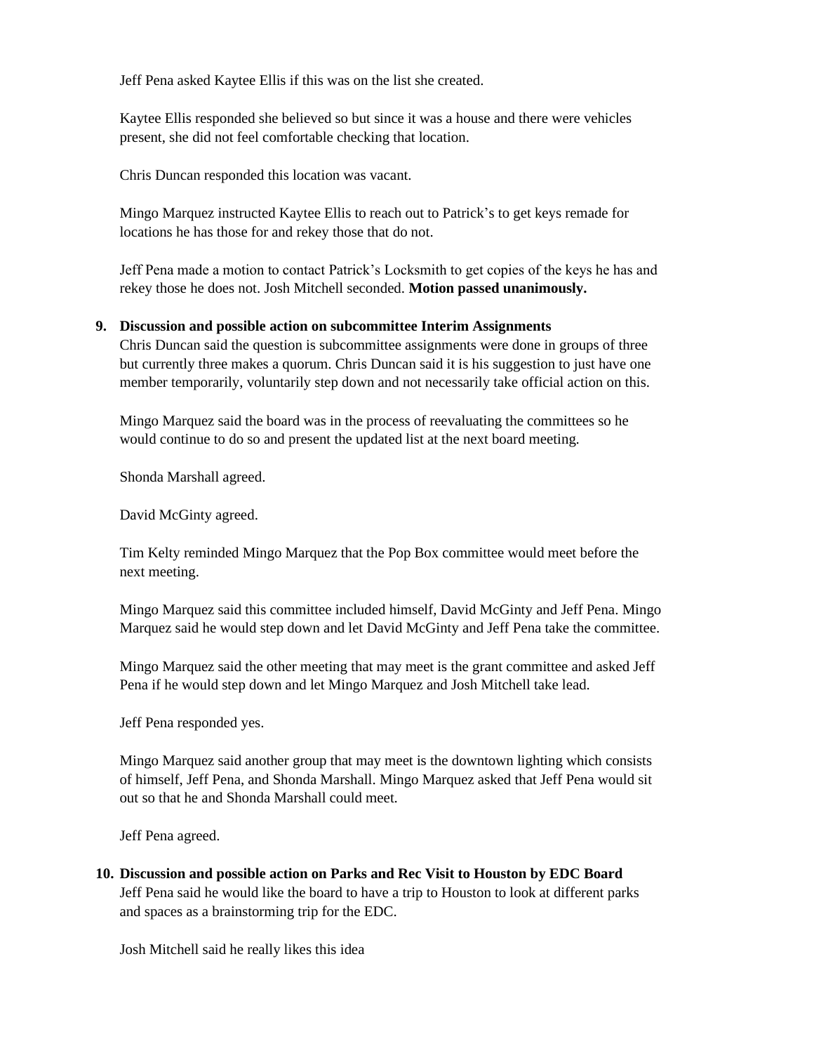Jeff Pena asked Kaytee Ellis if this was on the list she created.

Kaytee Ellis responded she believed so but since it was a house and there were vehicles present, she did not feel comfortable checking that location.

Chris Duncan responded this location was vacant.

Mingo Marquez instructed Kaytee Ellis to reach out to Patrick's to get keys remade for locations he has those for and rekey those that do not.

Jeff Pena made a motion to contact Patrick's Locksmith to get copies of the keys he has and rekey those he does not. Josh Mitchell seconded. **Motion passed unanimously.**

**9. Discussion and possible action on subcommittee Interim Assignments**

Chris Duncan said the question is subcommittee assignments were done in groups of three but currently three makes a quorum. Chris Duncan said it is his suggestion to just have one member temporarily, voluntarily step down and not necessarily take official action on this.

Mingo Marquez said the board was in the process of reevaluating the committees so he would continue to do so and present the updated list at the next board meeting.

Shonda Marshall agreed.

David McGinty agreed.

Tim Kelty reminded Mingo Marquez that the Pop Box committee would meet before the next meeting.

Mingo Marquez said this committee included himself, David McGinty and Jeff Pena. Mingo Marquez said he would step down and let David McGinty and Jeff Pena take the committee.

Mingo Marquez said the other meeting that may meet is the grant committee and asked Jeff Pena if he would step down and let Mingo Marquez and Josh Mitchell take lead.

Jeff Pena responded yes.

Mingo Marquez said another group that may meet is the downtown lighting which consists of himself, Jeff Pena, and Shonda Marshall. Mingo Marquez asked that Jeff Pena would sit out so that he and Shonda Marshall could meet.

Jeff Pena agreed.

**10. Discussion and possible action on Parks and Rec Visit to Houston by EDC Board**

Jeff Pena said he would like the board to have a trip to Houston to look at different parks and spaces as a brainstorming trip for the EDC.

Josh Mitchell said he really likes this idea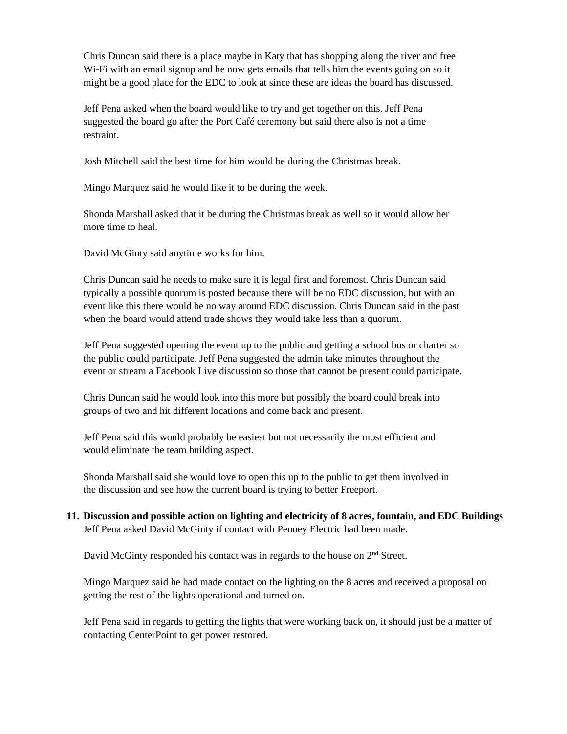Chris Duncan said there is a place maybe in Katy that has shopping along the river and free Wi-Fi with an email signup and he now gets emails that tells him the events going on so it might be a good place for the EDC to look at since these are ideas the board has discussed.

Jeff Pena asked when the board would like to try and get together on this. Jeff Pena suggested the board go after the Port Café ceremony but said there also is not a time restraint.

Josh Mitchell said the best time for him would be during the Christmas break.

Mingo Marquez said he would like it to be during the week.

Shonda Marshall asked that it be during the Christmas break as well so it would allow her more time to heal.

David McGinty said anytime works for him.

Chris Duncan said he needs to make sure it is legal first and foremost. Chris Duncan said typically a possible quorum is posted because there will be no EDC discussion, but with an event like this there would be no way around EDC discussion. Chris Duncan said in the past when the board would attend trade shows they would take less than a quorum.

Jeff Pena suggested opening the event up to the public and getting a school bus or charter so the public could participate. Jeff Pena suggested the admin take minutes throughout the event or stream a Facebook Live discussion so those that cannot be present could participate.

Chris Duncan said he would look into this more but possibly the board could break into groups of two and hit different locations and come back and present.

Jeff Pena said this would probably be easiest but not necessarily the most efficient and would eliminate the team building aspect.

Shonda Marshall said she would love to open this up to the public to get them involved in the discussion and see how the current board is trying to better Freeport.

11. **Discussion and possible action on lighting and electricity of 8 acres, fountain, and EDC Buildings**
Jeff Pena asked David McGinty if contact with Penney Electric had been made.

David McGinty responded his contact was in regards to the house on 2nd Street.

Mingo Marquez said he had made contact on the lighting on the 8 acres and received a proposal on getting the rest of the lights operational and turned on.

Jeff Pena said in regards to getting the lights that were working back on, it should just be a matter of contacting CenterPoint to get power restored.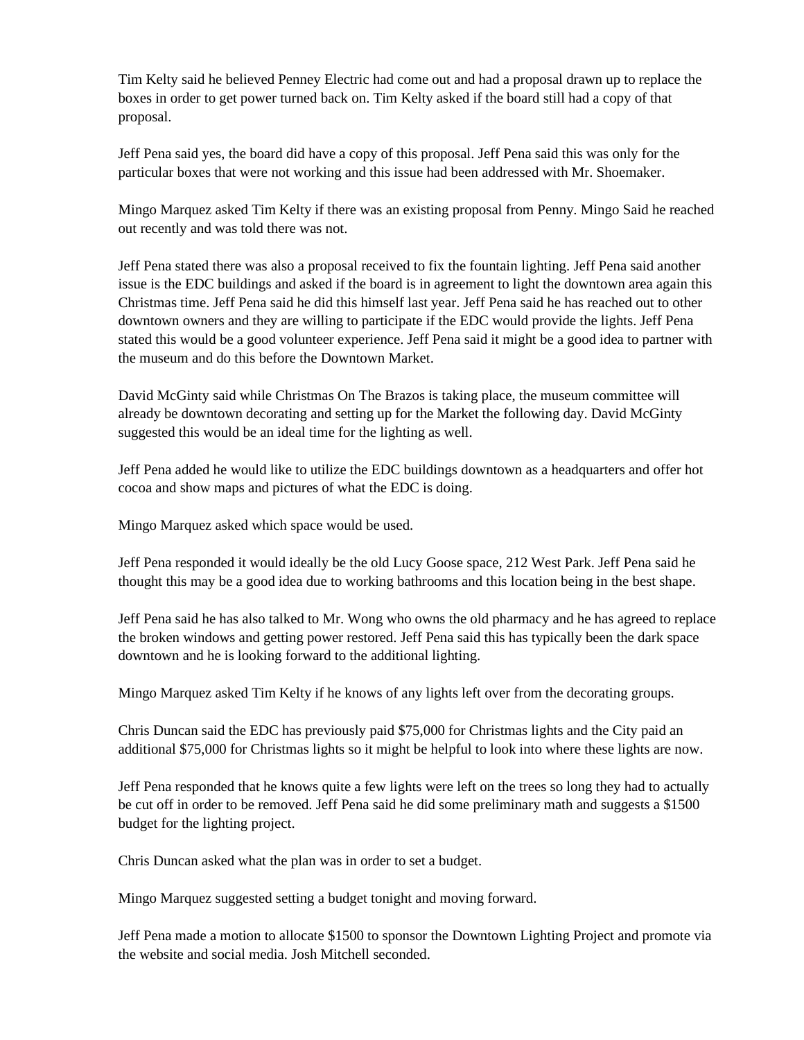Tim Kelty said he believed Penney Electric had come out and had a proposal drawn up to replace the boxes in order to get power turned back on. Tim Kelty asked if the board still had a copy of that proposal.

Jeff Pena said yes, the board did have a copy of this proposal. Jeff Pena said this was only for the particular boxes that were not working and this issue had been addressed with Mr. Shoemaker.

Mingo Marquez asked Tim Kelty if there was an existing proposal from Penny. Mingo Said he reached out recently and was told there was not.

Jeff Pena stated there was also a proposal received to fix the fountain lighting. Jeff Pena said another issue is the EDC buildings and asked if the board is in agreement to light the downtown area again this Christmas time. Jeff Pena said he did this himself last year. Jeff Pena said he has reached out to other downtown owners and they are willing to participate if the EDC would provide the lights. Jeff Pena stated this would be a good volunteer experience. Jeff Pena said it might be a good idea to partner with the museum and do this before the Downtown Market.

David McGinty said while Christmas On The Brazos is taking place, the museum committee will already be downtown decorating and setting up for the Market the following day. David McGinty suggested this would be an ideal time for the lighting as well.

Jeff Pena added he would like to utilize the EDC buildings downtown as a headquarters and offer hot cocoa and show maps and pictures of what the EDC is doing.

Mingo Marquez asked which space would be used.

Jeff Pena responded it would ideally be the old Lucy Goose space, 212 West Park. Jeff Pena said he thought this may be a good idea due to working bathrooms and this location being in the best shape.

Jeff Pena said he has also talked to Mr. Wong who owns the old pharmacy and he has agreed to replace the broken windows and getting power restored. Jeff Pena said this has typically been the dark space downtown and he is looking forward to the additional lighting.

Mingo Marquez asked Tim Kelty if he knows of any lights left over from the decorating groups.

Chris Duncan said the EDC has previously paid $75,000 for Christmas lights and the City paid an additional $75,000 for Christmas lights so it might be helpful to look into where these lights are now.

Jeff Pena responded that he knows quite a few lights were left on the trees so long they had to actually be cut off in order to be removed. Jeff Pena said he did some preliminary math and suggests a $1500 budget for the lighting project.

Chris Duncan asked what the plan was in order to set a budget.

Mingo Marquez suggested setting a budget tonight and moving forward.

Jeff Pena made a motion to allocate $1500 to sponsor the Downtown Lighting Project and promote via the website and social media. Josh Mitchell seconded.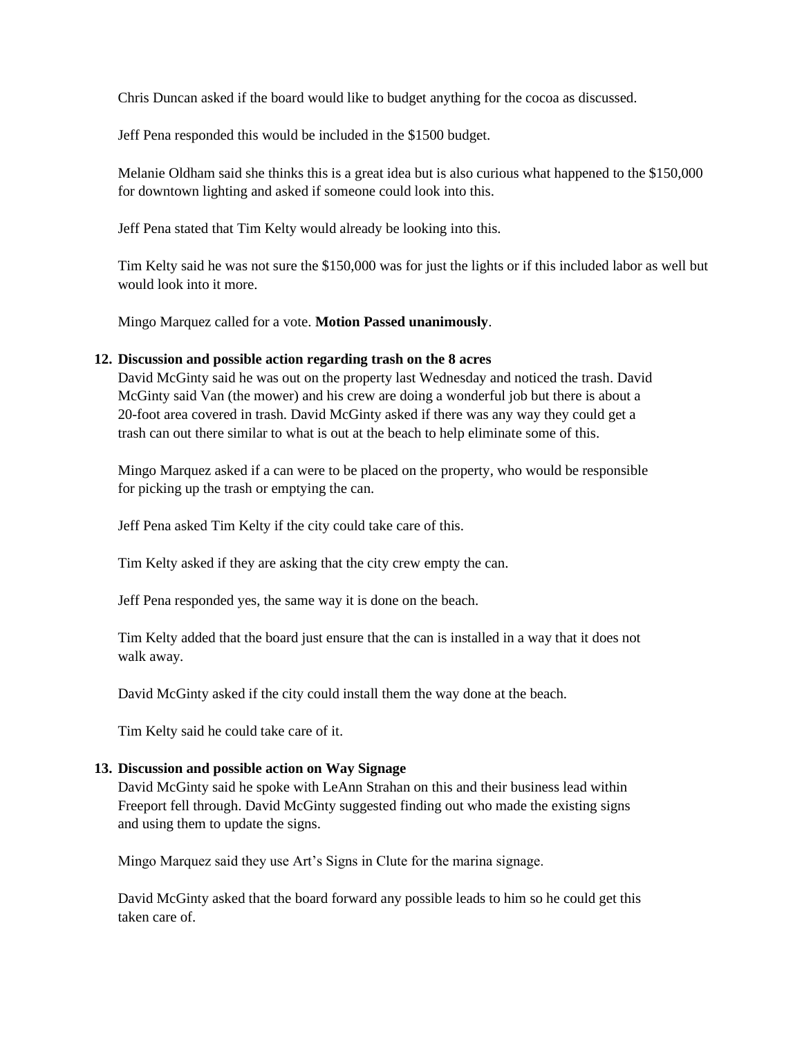Chris Duncan asked if the board would like to budget anything for the cocoa as discussed.

Jeff Pena responded this would be included in the $1500 budget.

Melanie Oldham said she thinks this is a great idea but is also curious what happened to the $150,000 for downtown lighting and asked if someone could look into this.

Jeff Pena stated that Tim Kelty would already be looking into this.

Tim Kelty said he was not sure the $150,000 was for just the lights or if this included labor as well but would look into it more.

Mingo Marquez called for a vote. **Motion Passed unanimously**.

**12. Discussion and possible action regarding trash on the 8 acres**

David McGinty said he was out on the property last Wednesday and noticed the trash. David McGinty said Van (the mower) and his crew are doing a wonderful job but there is about a 20-foot area covered in trash. David McGinty asked if there was any way they could get a trash can out there similar to what is out at the beach to help eliminate some of this.

Mingo Marquez asked if a can were to be placed on the property, who would be responsible for picking up the trash or emptying the can.

Jeff Pena asked Tim Kelty if the city could take care of this.

Tim Kelty asked if they are asking that the city crew empty the can.

Jeff Pena responded yes, the same way it is done on the beach.

Tim Kelty added that the board just ensure that the can is installed in a way that it does not walk away.

David McGinty asked if the city could install them the way done at the beach.

Tim Kelty said he could take care of it.

**13. Discussion and possible action on Way Signage**

David McGinty said he spoke with LeAnn Strahan on this and their business lead within Freeport fell through. David McGinty suggested finding out who made the existing signs and using them to update the signs.

Mingo Marquez said they use Art's Signs in Clute for the marina signage.

David McGinty asked that the board forward any possible leads to him so he could get this taken care of.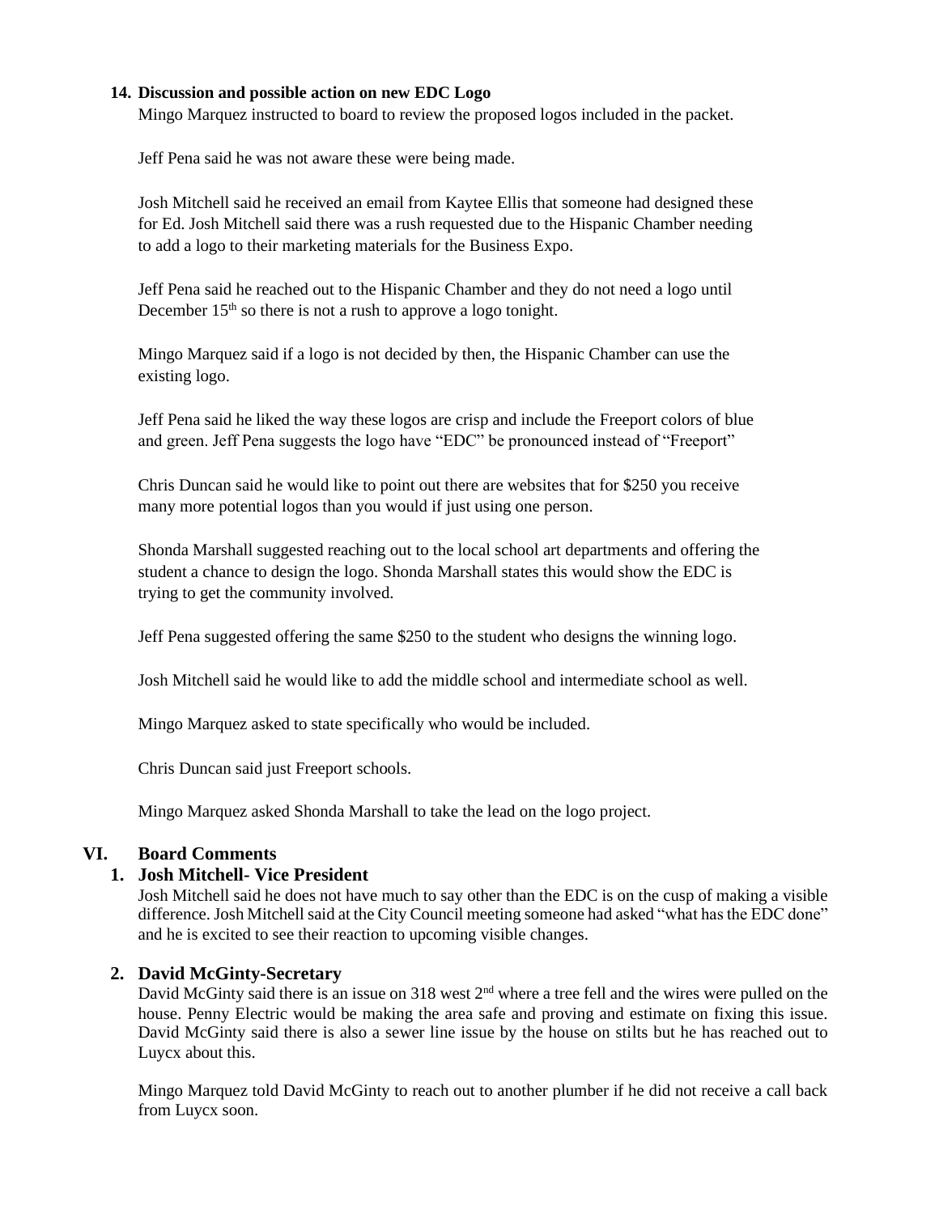**14. Discussion and possible action on new EDC Logo**

Mingo Marquez instructed to board to review the proposed logos included in the packet.

Jeff Pena said he was not aware these were being made.

Josh Mitchell said he received an email from Kaytee Ellis that someone had designed these for Ed. Josh Mitchell said there was a rush requested due to the Hispanic Chamber needing to add a logo to their marketing materials for the Business Expo.

Jeff Pena said he reached out to the Hispanic Chamber and they do not need a logo until December 15th so there is not a rush to approve a logo tonight.

Mingo Marquez said if a logo is not decided by then, the Hispanic Chamber can use the existing logo.

Jeff Pena said he liked the way these logos are crisp and include the Freeport colors of blue and green. Jeff Pena suggests the logo have "EDC" be pronounced instead of "Freeport"

Chris Duncan said he would like to point out there are websites that for $250 you receive many more potential logos than you would if just using one person.

Shonda Marshall suggested reaching out to the local school art departments and offering the student a chance to design the logo. Shonda Marshall states this would show the EDC is trying to get the community involved.

Jeff Pena suggested offering the same $250 to the student who designs the winning logo.

Josh Mitchell said he would like to add the middle school and intermediate school as well.

Mingo Marquez asked to state specifically who would be included.

Chris Duncan said just Freeport schools.

Mingo Marquez asked Shonda Marshall to take the lead on the logo project.

## VI. Board Comments

### 1. Josh Mitchell- Vice President

Josh Mitchell said he does not have much to say other than the EDC is on the cusp of making a visible difference. Josh Mitchell said at the City Council meeting someone had asked "what has the EDC done" and he is excited to see their reaction to upcoming visible changes.

### 2. David McGinty-Secretary

David McGinty said there is an issue on 318 west 2nd where a tree fell and the wires were pulled on the house. Penny Electric would be making the area safe and proving and estimate on fixing this issue. David McGinty said there is also a sewer line issue by the house on stilts but he has reached out to Luycx about this.

Mingo Marquez told David McGinty to reach out to another plumber if he did not receive a call back from Luycx soon.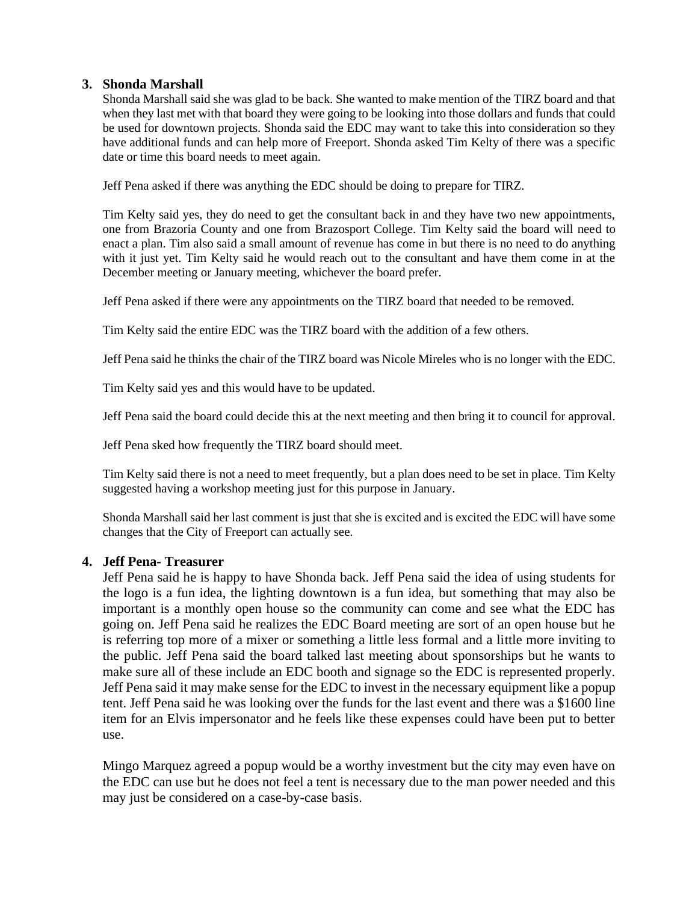### 3. Shonda Marshall

Shonda Marshall said she was glad to be back. She wanted to make mention of the TIRZ board and that when they last met with that board they were going to be looking into those dollars and funds that could be used for downtown projects. Shonda said the EDC may want to take this into consideration so they have additional funds and can help more of Freeport. Shonda asked Tim Kelty of there was a specific date or time this board needs to meet again.

Jeff Pena asked if there was anything the EDC should be doing to prepare for TIRZ.

Tim Kelty said yes, they do need to get the consultant back in and they have two new appointments, one from Brazoria County and one from Brazosport College. Tim Kelty said the board will need to enact a plan. Tim also said a small amount of revenue has come in but there is no need to do anything with it just yet. Tim Kelty said he would reach out to the consultant and have them come in at the December meeting or January meeting, whichever the board prefer.

Jeff Pena asked if there were any appointments on the TIRZ board that needed to be removed.

Tim Kelty said the entire EDC was the TIRZ board with the addition of a few others.

Jeff Pena said he thinks the chair of the TIRZ board was Nicole Mireles who is no longer with the EDC.

Tim Kelty said yes and this would have to be updated.

Jeff Pena said the board could decide this at the next meeting and then bring it to council for approval.

Jeff Pena sked how frequently the TIRZ board should meet.

Tim Kelty said there is not a need to meet frequently, but a plan does need to be set in place. Tim Kelty suggested having a workshop meeting just for this purpose in January.

Shonda Marshall said her last comment is just that she is excited and is excited the EDC will have some changes that the City of Freeport can actually see.

### 4. Jeff Pena- Treasurer

Jeff Pena said he is happy to have Shonda back. Jeff Pena said the idea of using students for the logo is a fun idea, the lighting downtown is a fun idea, but something that may also be important is a monthly open house so the community can come and see what the EDC has going on. Jeff Pena said he realizes the EDC Board meeting are sort of an open house but he is referring top more of a mixer or something a little less formal and a little more inviting to the public. Jeff Pena said the board talked last meeting about sponsorships but he wants to make sure all of these include an EDC booth and signage so the EDC is represented properly. Jeff Pena said it may make sense for the EDC to invest in the necessary equipment like a popup tent. Jeff Pena said he was looking over the funds for the last event and there was a $1600 line item for an Elvis impersonator and he feels like these expenses could have been put to better use.

Mingo Marquez agreed a popup would be a worthy investment but the city may even have on the EDC can use but he does not feel a tent is necessary due to the man power needed and this may just be considered on a case-by-case basis.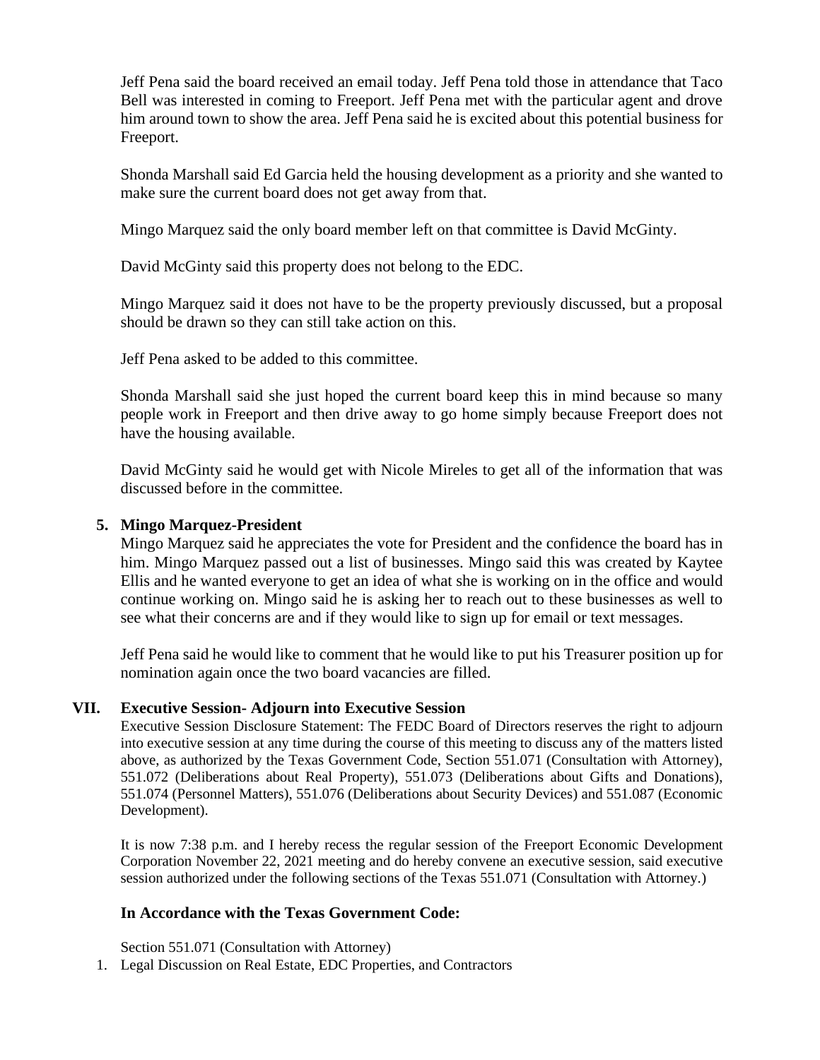Jeff Pena said the board received an email today. Jeff Pena told those in attendance that Taco Bell was interested in coming to Freeport. Jeff Pena met with the particular agent and drove him around town to show the area. Jeff Pena said he is excited about this potential business for Freeport.

Shonda Marshall said Ed Garcia held the housing development as a priority and she wanted to make sure the current board does not get away from that.

Mingo Marquez said the only board member left on that committee is David McGinty.

David McGinty said this property does not belong to the EDC.

Mingo Marquez said it does not have to be the property previously discussed, but a proposal should be drawn so they can still take action on this.

Jeff Pena asked to be added to this committee.

Shonda Marshall said she just hoped the current board keep this in mind because so many people work in Freeport and then drive away to go home simply because Freeport does not have the housing available.

David McGinty said he would get with Nicole Mireles to get all of the information that was discussed before in the committee.

**5. Mingo Marquez-President**

Mingo Marquez said he appreciates the vote for President and the confidence the board has in him. Mingo Marquez passed out a list of businesses. Mingo said this was created by Kaytee Ellis and he wanted everyone to get an idea of what she is working on in the office and would continue working on. Mingo said he is asking her to reach out to these businesses as well to see what their concerns are and if they would like to sign up for email or text messages.

Jeff Pena said he would like to comment that he would like to put his Treasurer position up for nomination again once the two board vacancies are filled.

## VII. Executive Session- Adjourn into Executive Session

Executive Session Disclosure Statement: The FEDC Board of Directors reserves the right to adjourn into executive session at any time during the course of this meeting to discuss any of the matters listed above, as authorized by the Texas Government Code, Section 551.071 (Consultation with Attorney), 551.072 (Deliberations about Real Property), 551.073 (Deliberations about Gifts and Donations), 551.074 (Personnel Matters), 551.076 (Deliberations about Security Devices) and 551.087 (Economic Development).

It is now 7:38 p.m. and I hereby recess the regular session of the Freeport Economic Development Corporation November 22, 2021 meeting and do hereby convene an executive session, said executive session authorized under the following sections of the Texas 551.071 (Consultation with Attorney.)

### In Accordance with the Texas Government Code:

Section 551.071 (Consultation with Attorney)

1. Legal Discussion on Real Estate, EDC Properties, and Contractors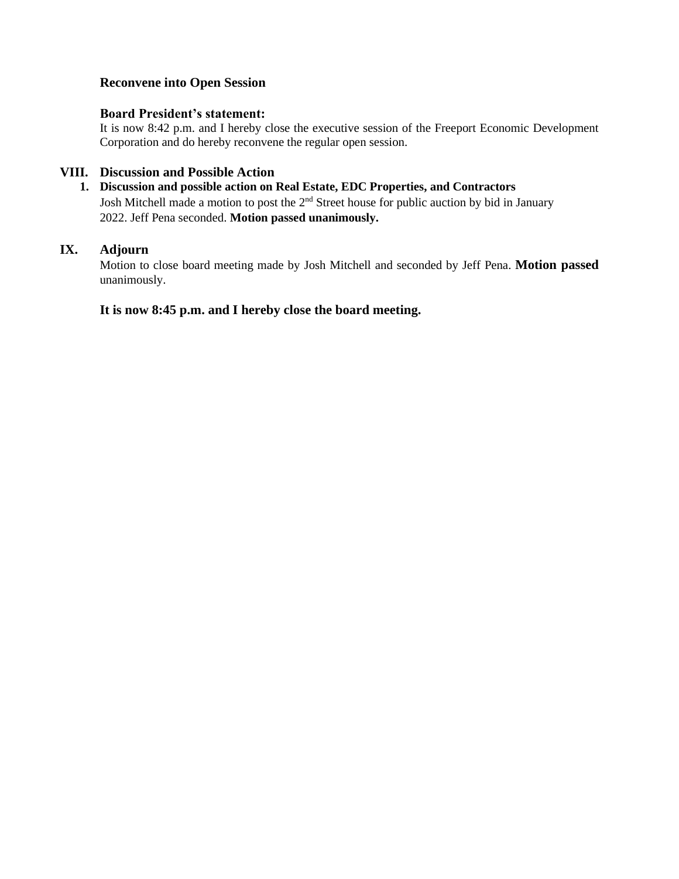**Reconvene into Open Session**

**Board President's statement:**
It is now 8:42 p.m. and I hereby close the executive session of the Freeport Economic Development Corporation and do hereby reconvene the regular open session.

## VIII. Discussion and Possible Action

**1. Discussion and possible action on Real Estate, EDC Properties, and Contractors**

Josh Mitchell made a motion to post the 2nd Street house for public auction by bid in January 2022. Jeff Pena seconded. **Motion passed unanimously.**

## IX. Adjourn

Motion to close board meeting made by Josh Mitchell and seconded by Jeff Pena. **Motion passed** unanimously.

**It is now 8:45 p.m. and I hereby close the board meeting.**